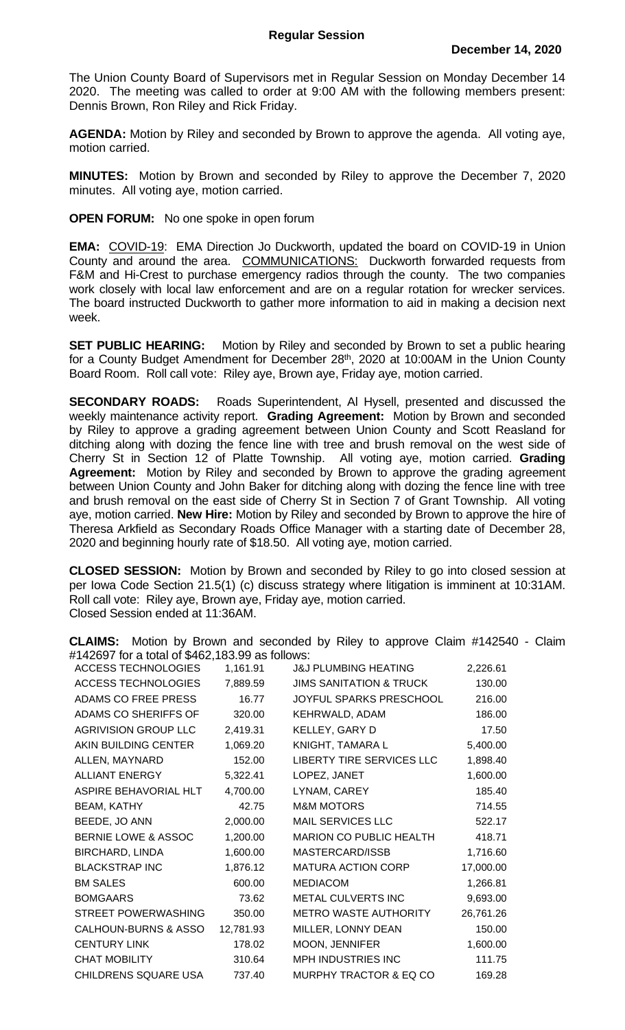# Regular Session

**December 14, 2020**

The Union County Board of Supervisors met in Regular Session on Monday December 14 2020. The meeting was called to order at 9:00 AM with the following members present: Dennis Brown, Ron Riley and Rick Friday.

**AGENDA:** Motion by Riley and seconded by Brown to approve the agenda. All voting aye, motion carried.

**MINUTES:** Motion by Brown and seconded by Riley to approve the December 7, 2020 minutes. All voting aye, motion carried.

**OPEN FORUM:** No one spoke in open forum

**EMA:** COVID-19: EMA Direction Jo Duckworth, updated the board on COVID-19 in Union County and around the area. COMMUNICATIONS: Duckworth forwarded requests from F&M and Hi-Crest to purchase emergency radios through the county. The two companies work closely with local law enforcement and are on a regular rotation for wrecker services. The board instructed Duckworth to gather more information to aid in making a decision next week.

**SET PUBLIC HEARING:** Motion by Riley and seconded by Brown to set a public hearing for a County Budget Amendment for December 28th, 2020 at 10:00AM in the Union County Board Room. Roll call vote: Riley aye, Brown aye, Friday aye, motion carried.

**SECONDARY ROADS:** Roads Superintendent, Al Hysell, presented and discussed the weekly maintenance activity report. **Grading Agreement:** Motion by Brown and seconded by Riley to approve a grading agreement between Union County and Scott Reasland for ditching along with dozing the fence line with tree and brush removal on the west side of Cherry St in Section 12 of Platte Township. All voting aye, motion carried. **Grading Agreement:** Motion by Riley and seconded by Brown to approve the grading agreement between Union County and John Baker for ditching along with dozing the fence line with tree and brush removal on the east side of Cherry St in Section 7 of Grant Township. All voting aye, motion carried. **New Hire:** Motion by Riley and seconded by Brown to approve the hire of Theresa Arkfield as Secondary Roads Office Manager with a starting date of December 28, 2020 and beginning hourly rate of $18.50. All voting aye, motion carried.

**CLOSED SESSION:** Motion by Brown and seconded by Riley to go into closed session at per Iowa Code Section 21.5(1) (c) discuss strategy where litigation is imminent at 10:31AM. Roll call vote: Riley aye, Brown aye, Friday aye, motion carried.
Closed Session ended at 11:36AM.

**CLAIMS:** Motion by Brown and seconded by Riley to approve Claim #142540 - Claim #142697 for a total of $462,183.99 as follows:

| Vendor | Amount | Vendor | Amount |
|---|---|---|---|
| ACCESS TECHNOLOGIES | 1,161.91 | J&J PLUMBING HEATING | 2,226.61 |
| ACCESS TECHNOLOGIES | 7,889.59 | JIMS SANITATION & TRUCK | 130.00 |
| ADAMS CO FREE PRESS | 16.77 | JOYFUL SPARKS PRESCHOOL | 216.00 |
| ADAMS CO SHERIFFS OF | 320.00 | KEHRWALD, ADAM | 186.00 |
| AGRIVISION GROUP LLC | 2,419.31 | KELLEY, GARY D | 17.50 |
| AKIN BUILDING CENTER | 1,069.20 | KNIGHT, TAMARA L | 5,400.00 |
| ALLEN, MAYNARD | 152.00 | LIBERTY TIRE SERVICES LLC | 1,898.40 |
| ALLIANT ENERGY | 5,322.41 | LOPEZ, JANET | 1,600.00 |
| ASPIRE BEHAVORIAL HLT | 4,700.00 | LYNAM, CAREY | 185.40 |
| BEAM, KATHY | 42.75 | M&M MOTORS | 714.55 |
| BEEDE, JO ANN | 2,000.00 | MAIL SERVICES LLC | 522.17 |
| BERNIE LOWE & ASSOC | 1,200.00 | MARION CO PUBLIC HEALTH | 418.71 |
| BIRCHARD, LINDA | 1,600.00 | MASTERCARD/ISSB | 1,716.60 |
| BLACKSTRAP INC | 1,876.12 | MATURA ACTION CORP | 17,000.00 |
| BM SALES | 600.00 | MEDIACOM | 1,266.81 |
| BOMGAARS | 73.62 | METAL CULVERTS INC | 9,693.00 |
| STREET POWERWASHING | 350.00 | METRO WASTE AUTHORITY | 26,761.26 |
| CALHOUN-BURNS & ASSO | 12,781.93 | MILLER, LONNY DEAN | 150.00 |
| CENTURY LINK | 178.02 | MOON, JENNIFER | 1,600.00 |
| CHAT MOBILITY | 310.64 | MPH INDUSTRIES INC | 111.75 |
| CHILDRENS SQUARE USA | 737.40 | MURPHY TRACTOR & EQ CO | 169.28 |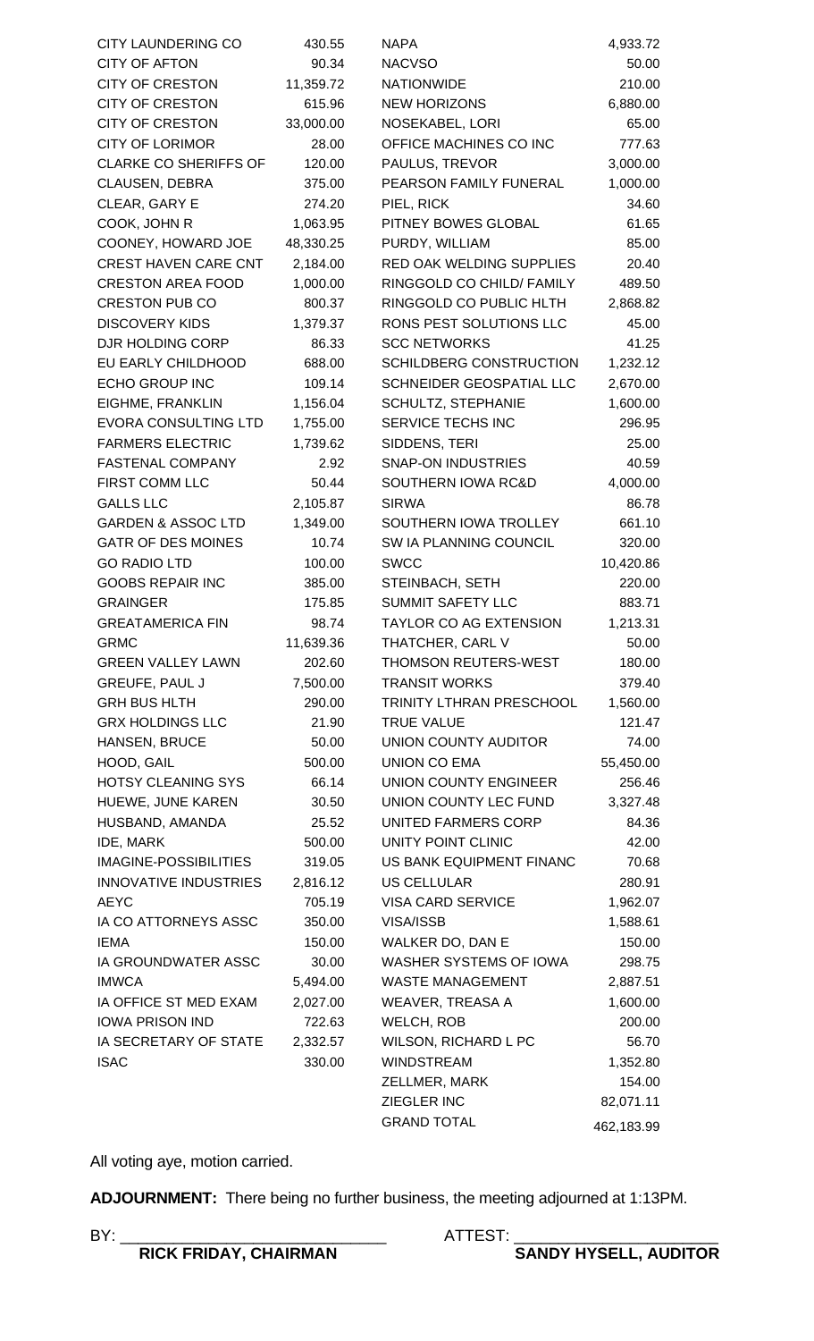| | | | |
|---|---|---|---|
| CITY LAUNDERING CO | 430.55 | NAPA | 4,933.72 |
| CITY OF AFTON | 90.34 | NACVSO | 50.00 |
| CITY OF CRESTON | 11,359.72 | NATIONWIDE | 210.00 |
| CITY OF CRESTON | 615.96 | NEW HORIZONS | 6,880.00 |
| CITY OF CRESTON | 33,000.00 | NOSEKABEL, LORI | 65.00 |
| CITY OF LORIMOR | 28.00 | OFFICE MACHINES CO INC | 777.63 |
| CLARKE CO SHERIFFS OF | 120.00 | PAULUS, TREVOR | 3,000.00 |
| CLAUSEN, DEBRA | 375.00 | PEARSON FAMILY FUNERAL | 1,000.00 |
| CLEAR, GARY E | 274.20 | PIEL, RICK | 34.60 |
| COOK, JOHN R | 1,063.95 | PITNEY BOWES GLOBAL | 61.65 |
| COONEY, HOWARD JOE | 48,330.25 | PURDY, WILLIAM | 85.00 |
| CREST HAVEN CARE CNT | 2,184.00 | RED OAK WELDING SUPPLIES | 20.40 |
| CRESTON AREA FOOD | 1,000.00 | RINGGOLD CO CHILD/ FAMILY | 489.50 |
| CRESTON PUB CO | 800.37 | RINGGOLD CO PUBLIC HLTH | 2,868.82 |
| DISCOVERY KIDS | 1,379.37 | RONS PEST SOLUTIONS LLC | 45.00 |
| DJR HOLDING CORP | 86.33 | SCC NETWORKS | 41.25 |
| EU EARLY CHILDHOOD | 688.00 | SCHILDBERG CONSTRUCTION | 1,232.12 |
| ECHO GROUP INC | 109.14 | SCHNEIDER GEOSPATIAL LLC | 2,670.00 |
| EIGHME, FRANKLIN | 1,156.04 | SCHULTZ, STEPHANIE | 1,600.00 |
| EVORA CONSULTING LTD | 1,755.00 | SERVICE TECHS INC | 296.95 |
| FARMERS ELECTRIC | 1,739.62 | SIDDENS, TERI | 25.00 |
| FASTENAL COMPANY | 2.92 | SNAP-ON INDUSTRIES | 40.59 |
| FIRST COMM LLC | 50.44 | SOUTHERN IOWA RC&D | 4,000.00 |
| GALLS LLC | 2,105.87 | SIRWA | 86.78 |
| GARDEN & ASSOC LTD | 1,349.00 | SOUTHERN IOWA TROLLEY | 661.10 |
| GATR OF DES MOINES | 10.74 | SW IA PLANNING COUNCIL | 320.00 |
| GO RADIO LTD | 100.00 | SWCC | 10,420.86 |
| GOOBS REPAIR INC | 385.00 | STEINBACH, SETH | 220.00 |
| GRAINGER | 175.85 | SUMMIT SAFETY LLC | 883.71 |
| GREATAMERICA FIN | 98.74 | TAYLOR CO AG EXTENSION | 1,213.31 |
| GRMC | 11,639.36 | THATCHER, CARL V | 50.00 |
| GREEN VALLEY LAWN | 202.60 | THOMSON REUTERS-WEST | 180.00 |
| GREUFE, PAUL J | 7,500.00 | TRANSIT WORKS | 379.40 |
| GRH BUS HLTH | 290.00 | TRINITY LTHRAN PRESCHOOL | 1,560.00 |
| GRX HOLDINGS LLC | 21.90 | TRUE VALUE | 121.47 |
| HANSEN, BRUCE | 50.00 | UNION COUNTY AUDITOR | 74.00 |
| HOOD, GAIL | 500.00 | UNION CO EMA | 55,450.00 |
| HOTSY CLEANING SYS | 66.14 | UNION COUNTY ENGINEER | 256.46 |
| HUEWE, JUNE KAREN | 30.50 | UNION COUNTY LEC FUND | 3,327.48 |
| HUSBAND, AMANDA | 25.52 | UNITED FARMERS CORP | 84.36 |
| IDE, MARK | 500.00 | UNITY POINT CLINIC | 42.00 |
| IMAGINE-POSSIBILITIES | 319.05 | US BANK EQUIPMENT FINANC | 70.68 |
| INNOVATIVE INDUSTRIES | 2,816.12 | US CELLULAR | 280.91 |
| AEYC | 705.19 | VISA CARD SERVICE | 1,962.07 |
| IA CO ATTORNEYS ASSC | 350.00 | VISA/ISSB | 1,588.61 |
| IEMA | 150.00 | WALKER DO, DAN E | 150.00 |
| IA GROUNDWATER ASSC | 30.00 | WASHER SYSTEMS OF IOWA | 298.75 |
| IMWCA | 5,494.00 | WASTE MANAGEMENT | 2,887.51 |
| IA OFFICE ST MED EXAM | 2,027.00 | WEAVER, TREASA A | 1,600.00 |
| IOWA PRISON IND | 722.63 | WELCH, ROB | 200.00 |
| IA SECRETARY OF STATE | 2,332.57 | WILSON, RICHARD L PC | 56.70 |
| ISAC | 330.00 | WINDSTREAM | 1,352.80 |
| | | ZELLMER, MARK | 154.00 |
| | | ZIEGLER INC | 82,071.11 |
| | | GRAND TOTAL | 462,183.99 |

All voting aye, motion carried.

**ADJOURNMENT:** There being no further business, the meeting adjourned at 1:13PM.

BY: ______________________________ ATTEST: ______________________

**RICK FRIDAY, CHAIRMAN** **SANDY HYSELL, AUDITOR**